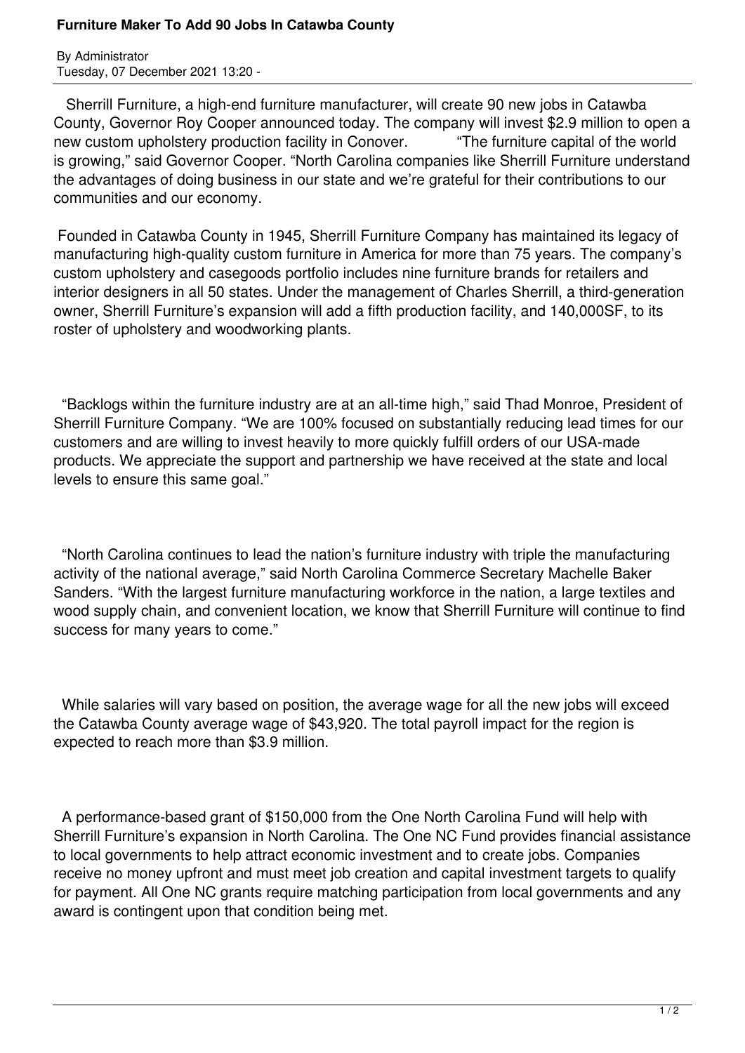# Furniture Maker To Add 90 Jobs In Catawba County

By Administrator
Tuesday, 07 December 2021 13:20 -

Sherrill Furniture, a high-end furniture manufacturer, will create 90 new jobs in Catawba County, Governor Roy Cooper announced today. The company will invest $2.9 million to open a new custom upholstery production facility in Conover. "The furniture capital of the world is growing," said Governor Cooper. "North Carolina companies like Sherrill Furniture understand the advantages of doing business in our state and we're grateful for their contributions to our communities and our economy.

Founded in Catawba County in 1945, Sherrill Furniture Company has maintained its legacy of manufacturing high-quality custom furniture in America for more than 75 years. The company's custom upholstery and casegoods portfolio includes nine furniture brands for retailers and interior designers in all 50 states. Under the management of Charles Sherrill, a third-generation owner, Sherrill Furniture's expansion will add a fifth production facility, and 140,000SF, to its roster of upholstery and woodworking plants.

"Backlogs within the furniture industry are at an all-time high," said Thad Monroe, President of Sherrill Furniture Company. "We are 100% focused on substantially reducing lead times for our customers and are willing to invest heavily to more quickly fulfill orders of our USA-made products. We appreciate the support and partnership we have received at the state and local levels to ensure this same goal."

"North Carolina continues to lead the nation's furniture industry with triple the manufacturing activity of the national average," said North Carolina Commerce Secretary Machelle Baker Sanders. "With the largest furniture manufacturing workforce in the nation, a large textiles and wood supply chain, and convenient location, we know that Sherrill Furniture will continue to find success for many years to come."

While salaries will vary based on position, the average wage for all the new jobs will exceed the Catawba County average wage of $43,920. The total payroll impact for the region is expected to reach more than $3.9 million.

A performance-based grant of $150,000 from the One North Carolina Fund will help with Sherrill Furniture's expansion in North Carolina. The One NC Fund provides financial assistance to local governments to help attract economic investment and to create jobs. Companies receive no money upfront and must meet job creation and capital investment targets to qualify for payment. All One NC grants require matching participation from local governments and any award is contingent upon that condition being met.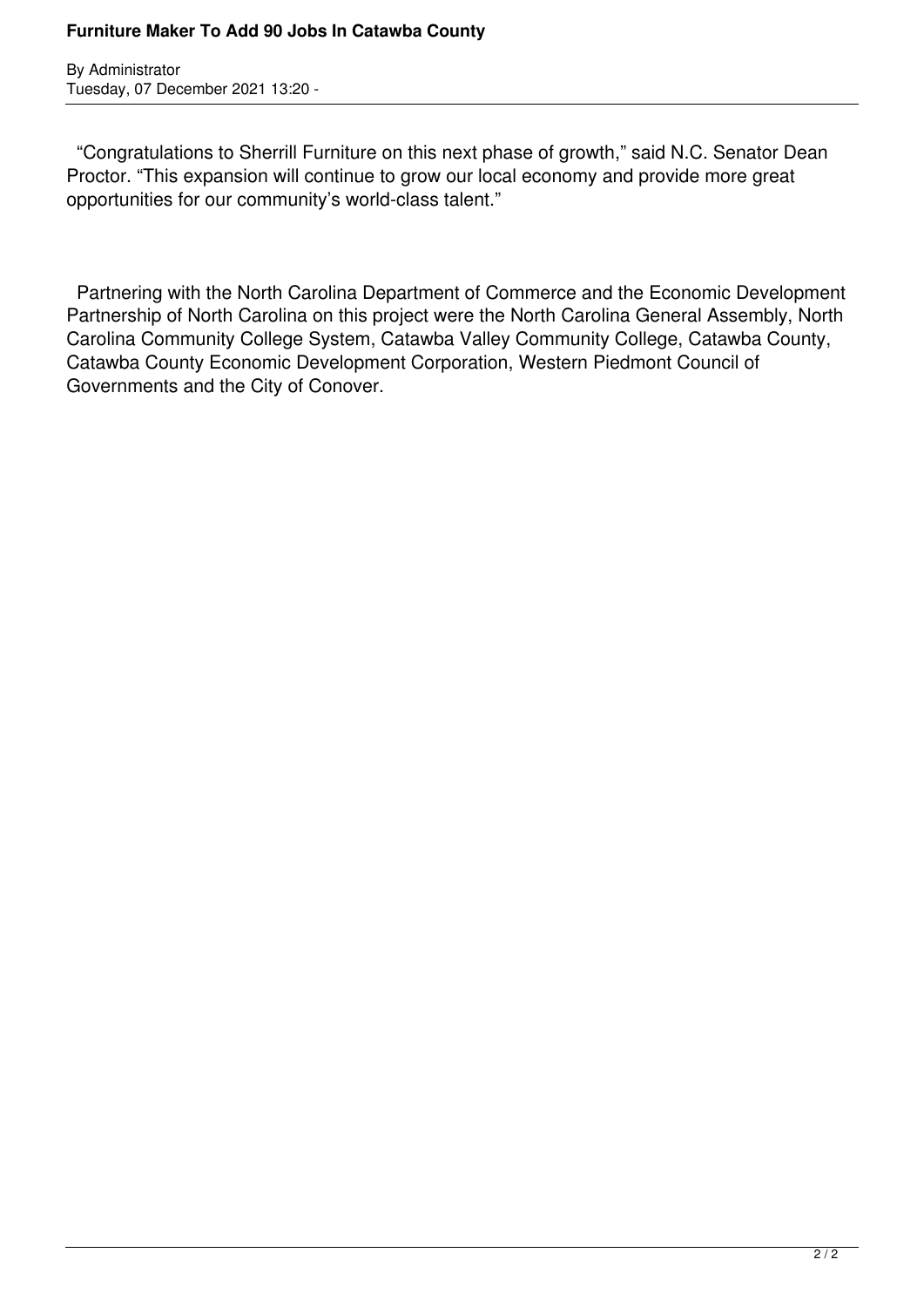"Congratulations to Sherrill Furniture on this next phase of growth," said N.C. Senator Dean Proctor. "This expansion will continue to grow our local economy and provide more great opportunities for our community's world-class talent."

Partnering with the North Carolina Department of Commerce and the Economic Development Partnership of North Carolina on this project were the North Carolina General Assembly, North Carolina Community College System, Catawba Valley Community College, Catawba County, Catawba County Economic Development Corporation, Western Piedmont Council of Governments and the City of Conover.